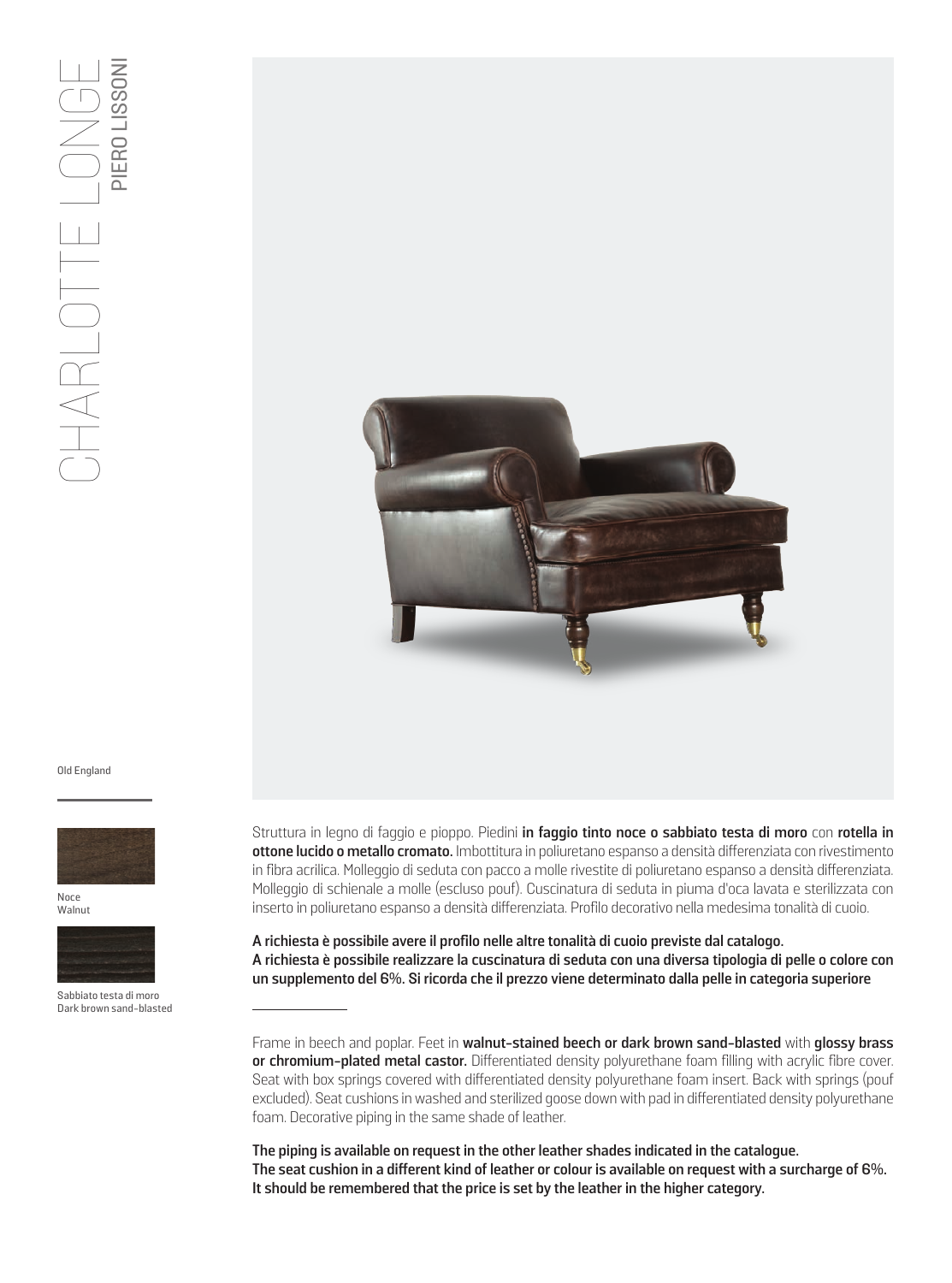# CHARLOTTE LONGE

## PIERO LISSONI

Old England

Noce
Walnut

Sabbiato testa di moro
Dark brown sand-blasted

Struttura in legno di faggio e pioppo. Piedini **in faggio tinto noce o sabbiato testa di moro** con **rotella in ottone lucido o metallo cromato.** Imbottitura in poliuretano espanso a densità differenziata con rivestimento in fibra acrilica. Molleggio di seduta con pacco a molle rivestite di poliuretano espanso a densità differenziata. Molleggio di schienale a molle (escluso pouf). Cuscinatura di seduta in piuma d'oca lavata e sterilizzata con inserto in poliuretano espanso a densità differenziata. Profilo decorativo nella medesima tonalità di cuoio.

**A richiesta è possibile avere il profilo nelle altre tonalità di cuoio previste dal catalogo.**
**A richiesta è possibile realizzare la cuscinatura di seduta con una diversa tipologia di pelle o colore con un supplemento del 6%. Si ricorda che il prezzo viene determinato dalla pelle in categoria superiore**

---

Frame in beech and poplar. Feet in **walnut-stained beech or dark brown sand-blasted** with **glossy brass or chromium-plated metal castor.** Differentiated density polyurethane foam filling with acrylic fibre cover. Seat with box springs covered with differentiated density polyurethane foam insert. Back with springs (pouf excluded). Seat cushions in washed and sterilized goose down with pad in differentiated density polyurethane foam. Decorative piping in the same shade of leather.

**The piping is available on request in the other leather shades indicated in the catalogue.**
**The seat cushion in a different kind of leather or colour is available on request with a surcharge of 6%.**
**It should be remembered that the price is set by the leather in the higher category.**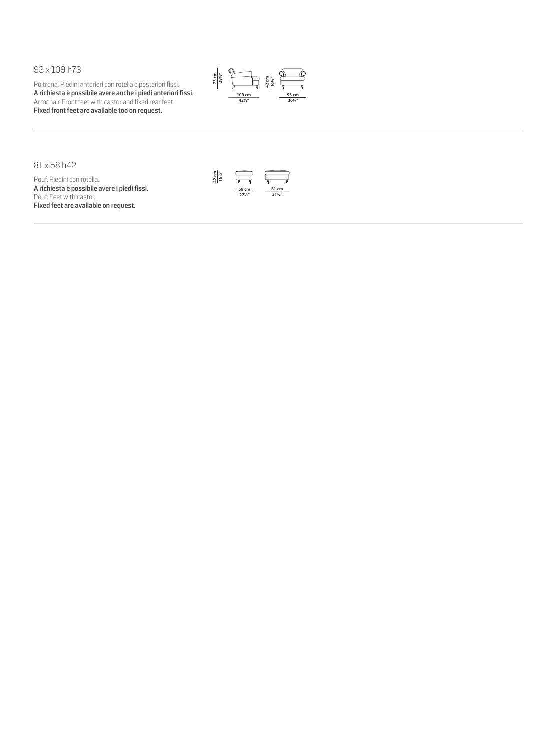## 93 x 109 h73

Poltrona. Piedini anteriori con rotella e posteriori fissi.
**A richiesta è possibile avere anche i piedi anteriori fissi**.
Armchair. Front feet with castor and fixed rear feet.
**Fixed front feet are available too on request.**

73 cm
28½"

109 cm
42½"

42 cm
16½"

93 cm
36¼"

---

## 81 x 58 h42

Pouf. Piedini con rotella.
**A richiesta è possibile avere i piedi fissi.**
Pouf. Feet with castor.
**Fixed feet are available on request.**

42 cm
16½"

58 cm
22½"

81 cm
31½"

---